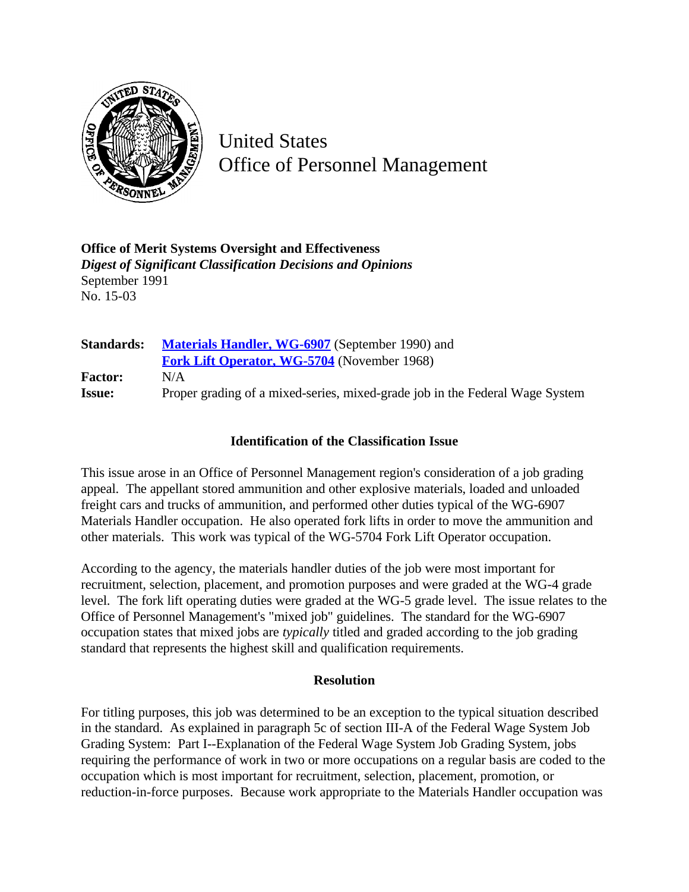United States
Office of Personnel Management

**Office of Merit Systems Oversight and Effectiveness**
***Digest of Significant Classification Decisions and Opinions***
September 1991
No. 15-03

| | |
|---|---|
| **Standards:** | **Materials Handler, WG-6907** (September 1990) and **Fork Lift Operator, WG-5704** (November 1968) |
| **Factor:** | N/A |
| **Issue:** | Proper grading of a mixed-series, mixed-grade job in the Federal Wage System |

## Identification of the Classification Issue

This issue arose in an Office of Personnel Management region's consideration of a job grading appeal. The appellant stored ammunition and other explosive materials, loaded and unloaded freight cars and trucks of ammunition, and performed other duties typical of the WG-6907 Materials Handler occupation. He also operated fork lifts in order to move the ammunition and other materials. This work was typical of the WG-5704 Fork Lift Operator occupation.

According to the agency, the materials handler duties of the job were most important for recruitment, selection, placement, and promotion purposes and were graded at the WG-4 grade level. The fork lift operating duties were graded at the WG-5 grade level. The issue relates to the Office of Personnel Management's "mixed job" guidelines. The standard for the WG-6907 occupation states that mixed jobs are *typically* titled and graded according to the job grading standard that represents the highest skill and qualification requirements.

## Resolution

For titling purposes, this job was determined to be an exception to the typical situation described in the standard. As explained in paragraph 5c of section III-A of the Federal Wage System Job Grading System: Part I--Explanation of the Federal Wage System Job Grading System, jobs requiring the performance of work in two or more occupations on a regular basis are coded to the occupation which is most important for recruitment, selection, placement, promotion, or reduction-in-force purposes. Because work appropriate to the Materials Handler occupation was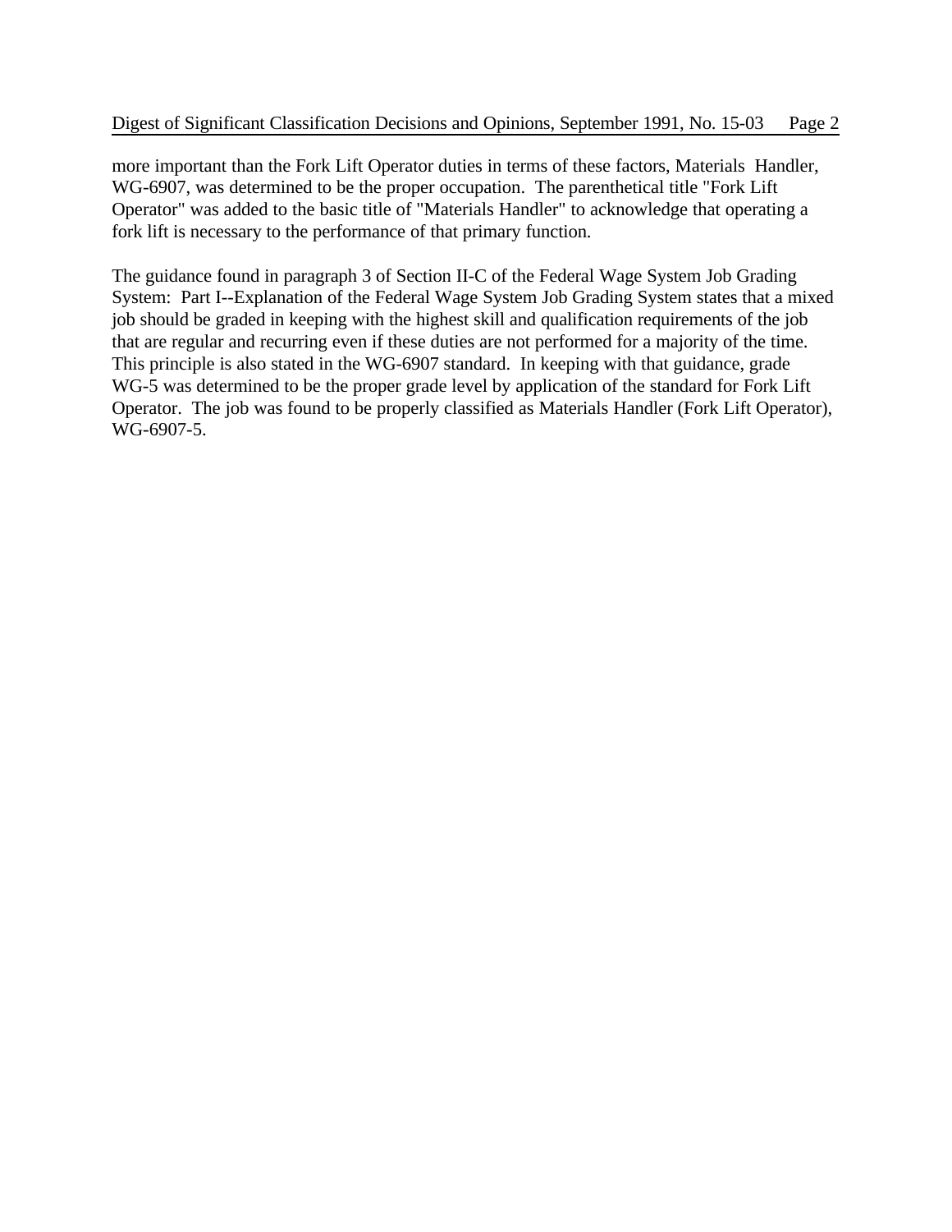more important than the Fork Lift Operator duties in terms of these factors, Materials Handler, WG-6907, was determined to be the proper occupation. The parenthetical title "Fork Lift Operator" was added to the basic title of "Materials Handler" to acknowledge that operating a fork lift is necessary to the performance of that primary function.

The guidance found in paragraph 3 of Section II-C of the Federal Wage System Job Grading System: Part I--Explanation of the Federal Wage System Job Grading System states that a mixed job should be graded in keeping with the highest skill and qualification requirements of the job that are regular and recurring even if these duties are not performed for a majority of the time. This principle is also stated in the WG-6907 standard. In keeping with that guidance, grade WG-5 was determined to be the proper grade level by application of the standard for Fork Lift Operator. The job was found to be properly classified as Materials Handler (Fork Lift Operator), WG-6907-5.